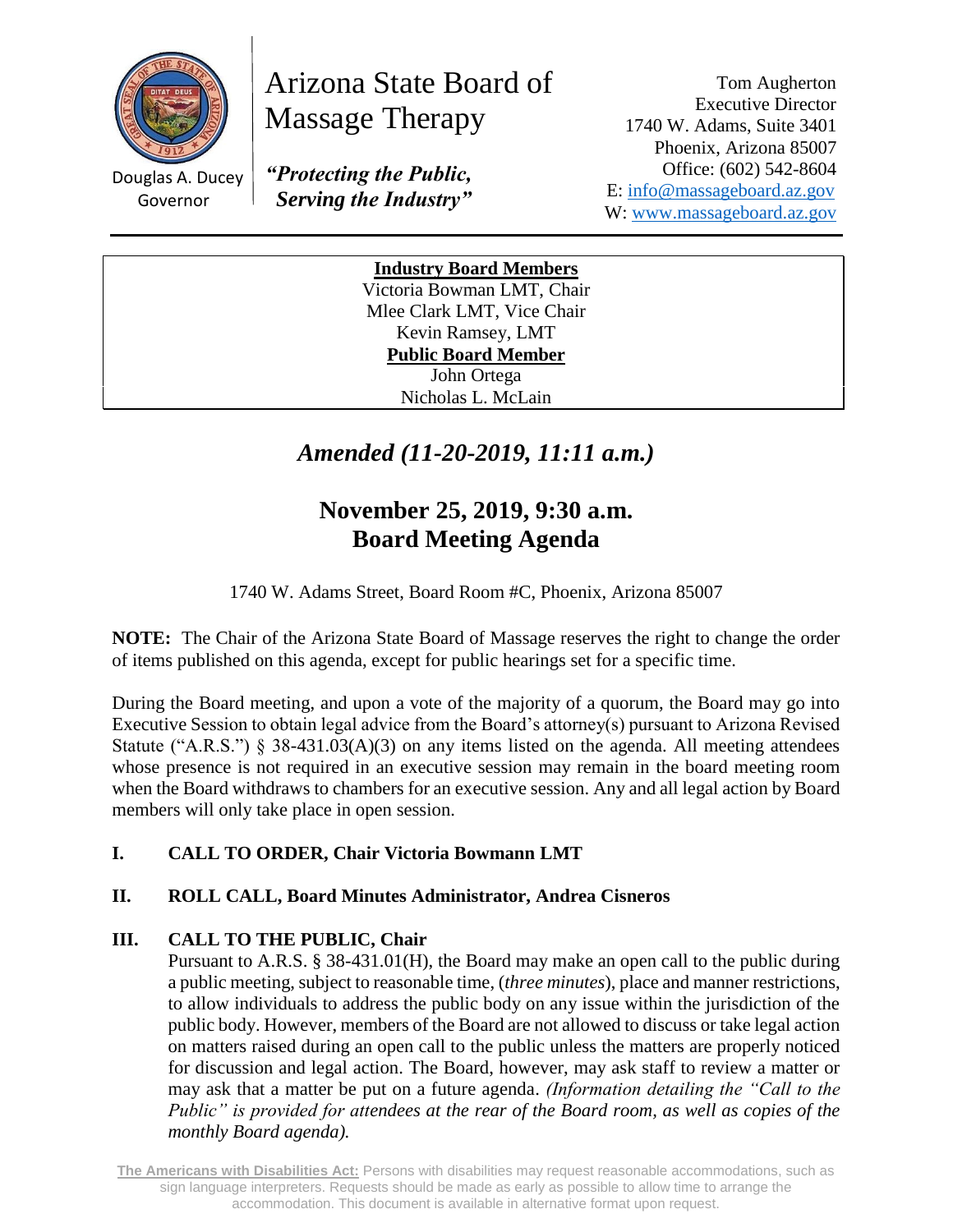Douglas A. Ducey
Governor

# Arizona State Board of Massage Therapy

***"Protecting the Public, Serving the Industry"***

Tom Augherton
Executive Director
1740 W. Adams, Suite 3401
Phoenix, Arizona 85007
Office: (602) 542-8604
E: info@massageboard.az.gov
W: www.massageboard.az.gov

---

**Industry Board Members**
Victoria Bowman LMT, Chair
Mlee Clark LMT, Vice Chair
Kevin Ramsey, LMT
**Public Board Member**
John Ortega
Nicholas L. McLain

## *Amended (11-20-2019, 11:11 a.m.)*

## November 25, 2019, 9:30 a.m.
## Board Meeting Agenda

1740 W. Adams Street, Board Room #C, Phoenix, Arizona 85007

**NOTE:** The Chair of the Arizona State Board of Massage reserves the right to change the order of items published on this agenda, except for public hearings set for a specific time.

During the Board meeting, and upon a vote of the majority of a quorum, the Board may go into Executive Session to obtain legal advice from the Board's attorney(s) pursuant to Arizona Revised Statute ("A.R.S.") § 38-431.03(A)(3) on any items listed on the agenda. All meeting attendees whose presence is not required in an executive session may remain in the board meeting room when the Board withdraws to chambers for an executive session. Any and all legal action by Board members will only take place in open session.

**I. CALL TO ORDER, Chair Victoria Bowmann LMT**

**II. ROLL CALL, Board Minutes Administrator, Andrea Cisneros**

**III. CALL TO THE PUBLIC, Chair**

Pursuant to A.R.S. § 38-431.01(H), the Board may make an open call to the public during a public meeting, subject to reasonable time, (*three minutes*), place and manner restrictions, to allow individuals to address the public body on any issue within the jurisdiction of the public body. However, members of the Board are not allowed to discuss or take legal action on matters raised during an open call to the public unless the matters are properly noticed for discussion and legal action. The Board, however, may ask staff to review a matter or may ask that a matter be put on a future agenda. *(Information detailing the "Call to the Public" is provided for attendees at the rear of the Board room, as well as copies of the monthly Board agenda).*

**The Americans with Disabilities Act:** Persons with disabilities may request reasonable accommodations, such as sign language interpreters. Requests should be made as early as possible to allow time to arrange the accommodation. This document is available in alternative format upon request.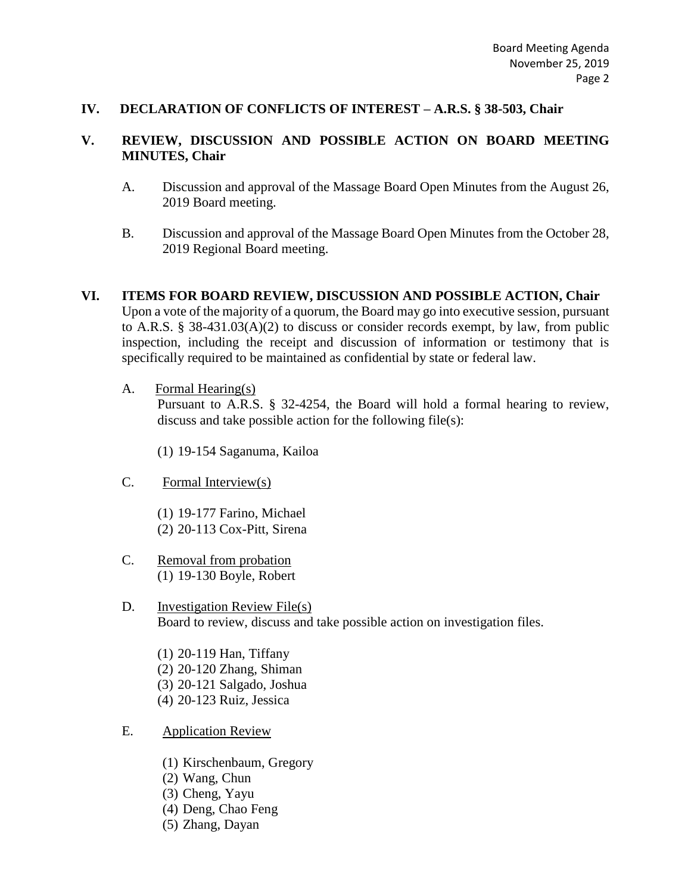## IV. DECLARATION OF CONFLICTS OF INTEREST – A.R.S. § 38-503, Chair

## V. REVIEW, DISCUSSION AND POSSIBLE ACTION ON BOARD MEETING MINUTES, Chair

A. Discussion and approval of the Massage Board Open Minutes from the August 26, 2019 Board meeting.

B. Discussion and approval of the Massage Board Open Minutes from the October 28, 2019 Regional Board meeting.

## VI. ITEMS FOR BOARD REVIEW, DISCUSSION AND POSSIBLE ACTION, Chair

Upon a vote of the majority of a quorum, the Board may go into executive session, pursuant to A.R.S. § 38-431.03(A)(2) to discuss or consider records exempt, by law, from public inspection, including the receipt and discussion of information or testimony that is specifically required to be maintained as confidential by state or federal law.

A. Formal Hearing(s)

Pursuant to A.R.S. § 32-4254, the Board will hold a formal hearing to review, discuss and take possible action for the following file(s):

(1) 19-154 Saganuma, Kailoa

C. Formal Interview(s)

(1) 19-177 Farino, Michael
(2) 20-113 Cox-Pitt, Sirena

C. Removal from probation

(1) 19-130 Boyle, Robert

D. Investigation Review File(s)

Board to review, discuss and take possible action on investigation files.

(1) 20-119 Han, Tiffany
(2) 20-120 Zhang, Shiman
(3) 20-121 Salgado, Joshua
(4) 20-123 Ruiz, Jessica

E. Application Review

(1) Kirschenbaum, Gregory
(2) Wang, Chun
(3) Cheng, Yayu
(4) Deng, Chao Feng
(5) Zhang, Dayan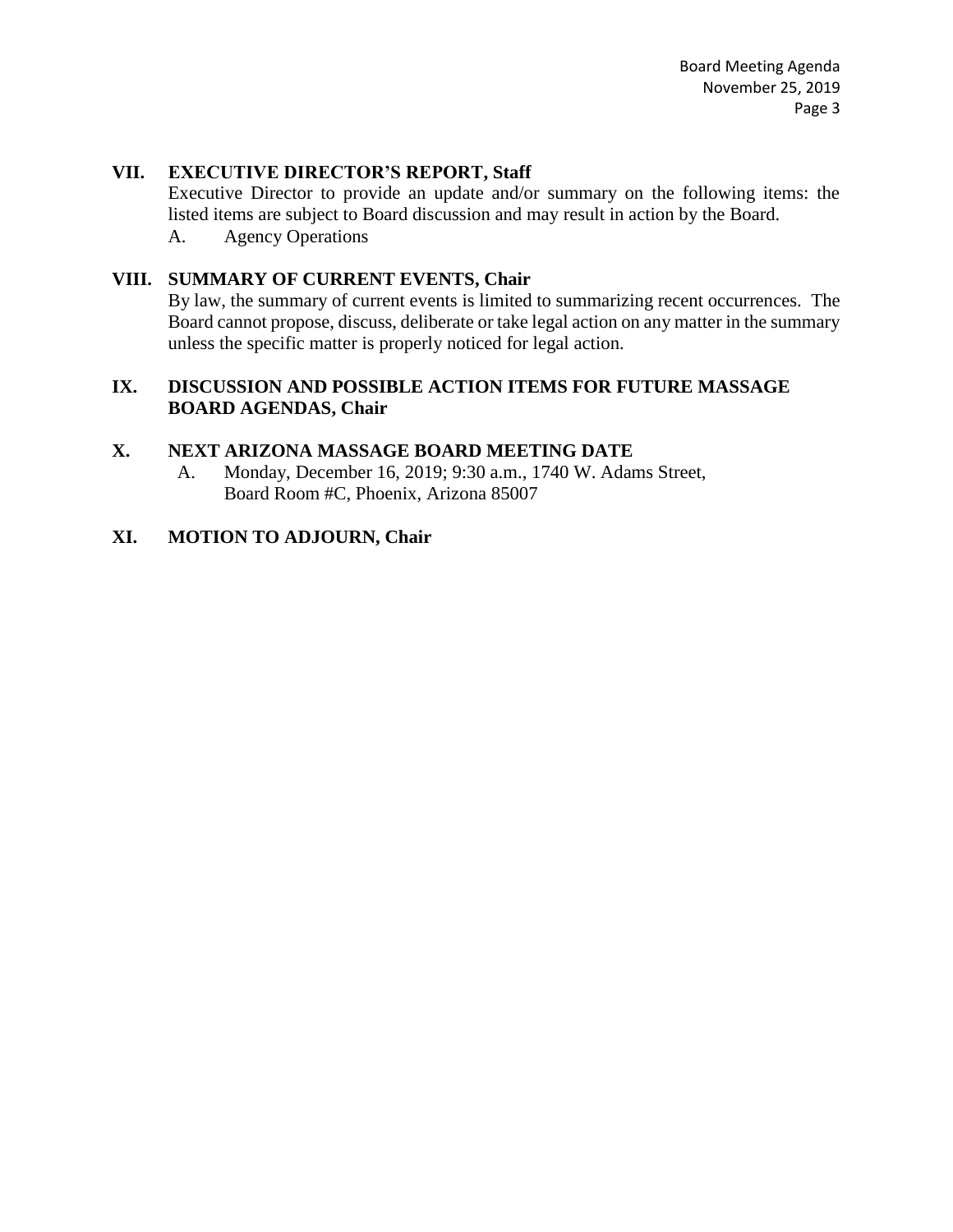**VII. EXECUTIVE DIRECTOR'S REPORT, Staff**

Executive Director to provide an update and/or summary on the following items: the listed items are subject to Board discussion and may result in action by the Board.

A. Agency Operations

**VIII. SUMMARY OF CURRENT EVENTS, Chair**

By law, the summary of current events is limited to summarizing recent occurrences. The Board cannot propose, discuss, deliberate or take legal action on any matter in the summary unless the specific matter is properly noticed for legal action.

**IX. DISCUSSION AND POSSIBLE ACTION ITEMS FOR FUTURE MASSAGE BOARD AGENDAS, Chair**

**X. NEXT ARIZONA MASSAGE BOARD MEETING DATE**

A. Monday, December 16, 2019; 9:30 a.m., 1740 W. Adams Street, Board Room #C, Phoenix, Arizona 85007

**XI. MOTION TO ADJOURN, Chair**